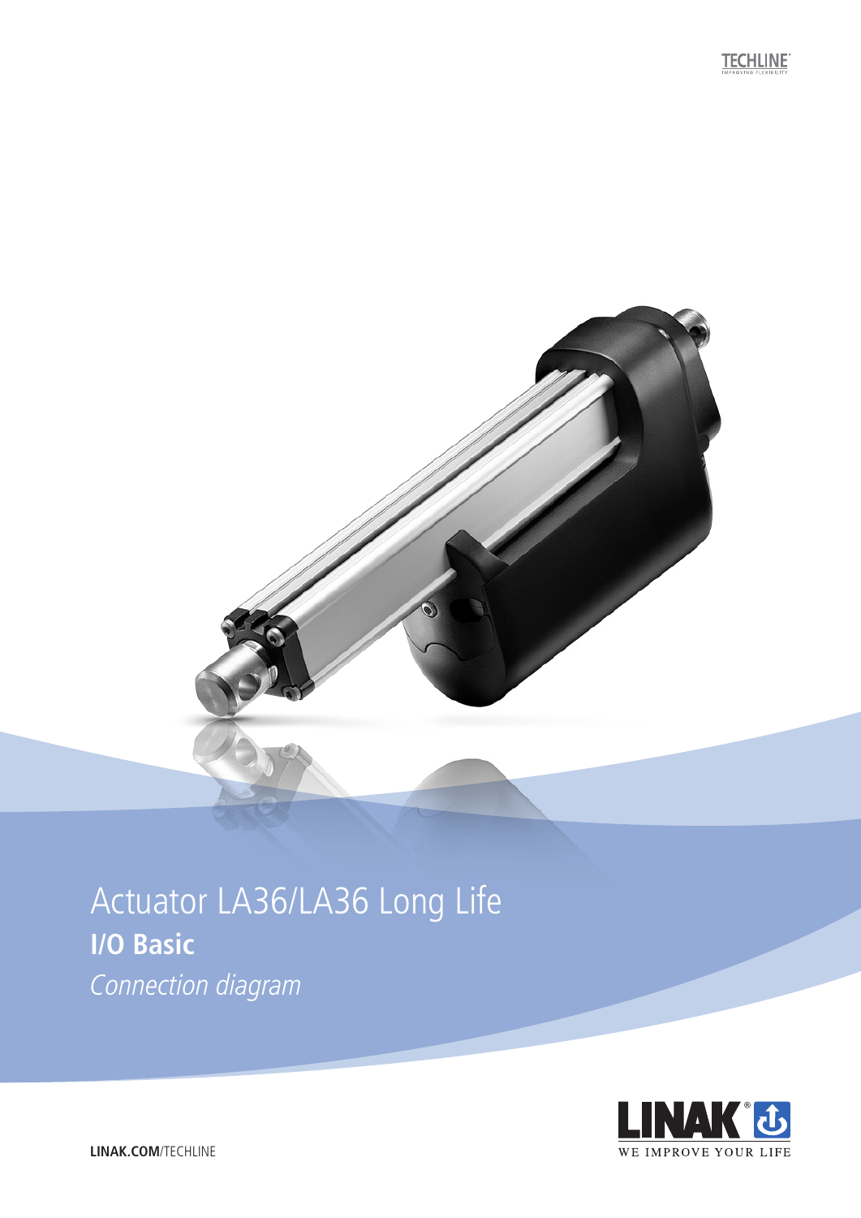TECHLINE
IMPROVING FLEXIBILITY

# Actuator LA36/LA36 Long Life

## I/O Basic

*Connection diagram*

LINAK
WE IMPROVE YOUR LIFE

**LINAK.COM**/TECHLINE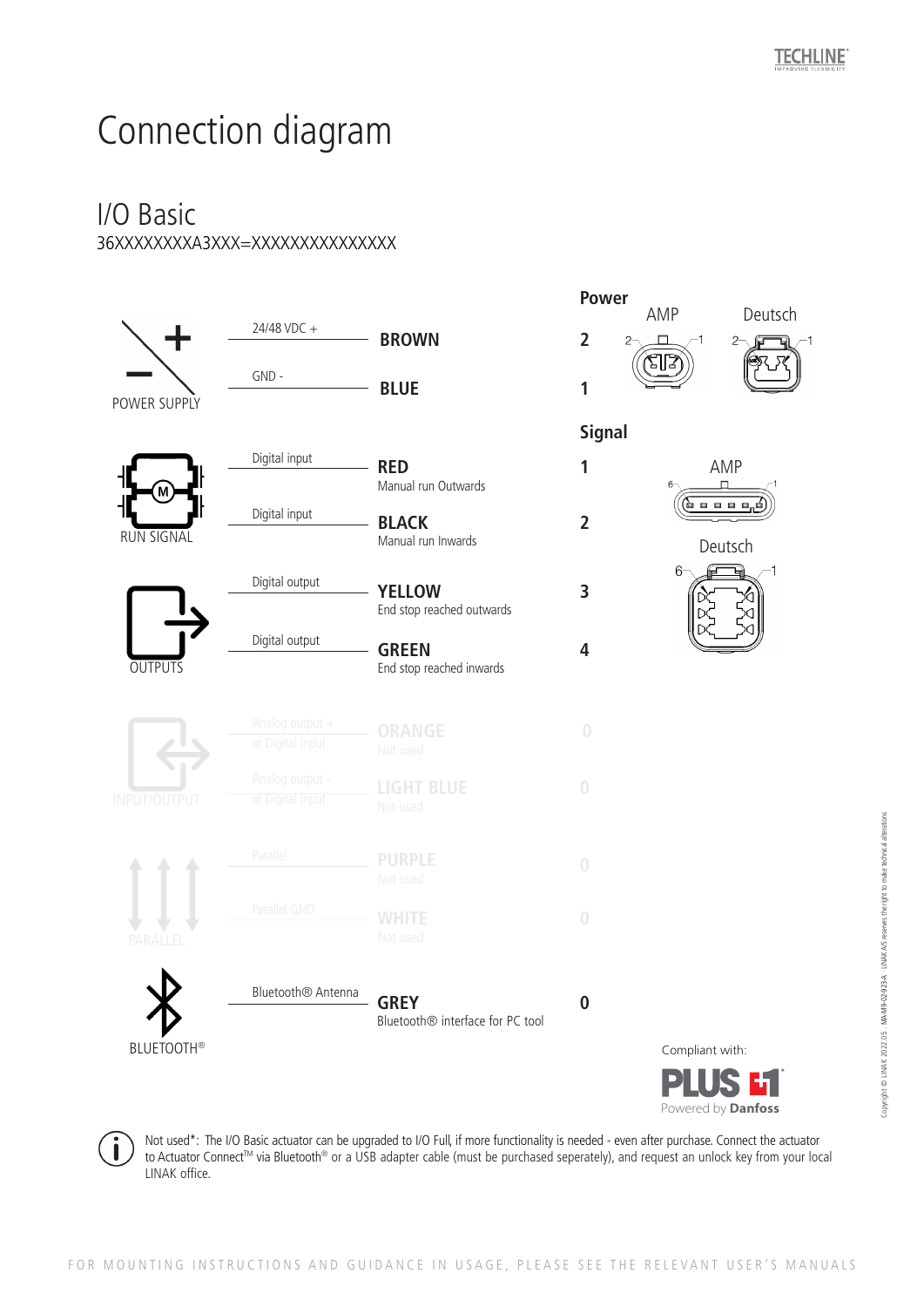# Connection diagram

## I/O Basic

36XXXXXXXXA3XXX=XXXXXXXXXXXXXXX

| Function | Signal | Wire colour | Pin |
|---|---|---|---|
| **Power** | | | |
| POWER SUPPLY | 24/48 VDC + | **BROWN** | 2 |
| | GND - | **BLUE** | 1 |
| **Signal** | | | |
| RUN SIGNAL | Digital input | **RED** Manual run Outwards | 1 |
| | Digital input | **BLACK** Manual run Inwards | 2 |
| OUTPUTS | Digital output | **YELLOW** End stop reached outwards | 3 |
| | Digital output | **GREEN** End stop reached inwards | 4 |
| INPUT/OUTPUT | Analog output + or Digital input | **ORANGE** Not used | 0 |
| | Analog output - or Digital input | **LIGHT BLUE** Not used | 0 |
| PARALLEL | Parallel | **PURPLE** Not used | 0 |
| | Parallel GND | **WHITE** Not used | 0 |
| BLUETOOTH® | Bluetooth® Antenna | **GREY** Bluetooth® interface for PC tool | 0 |

Power connectors: AMP, Deutsch (pins 1–2)

Signal connectors: AMP, Deutsch (pins 1–6)

Compliant with: PLUS+1 Powered by Danfoss

Not used*: The I/O Basic actuator can be upgraded to I/O Full, if more functionality is needed - even after purchase. Connect the actuator to Actuator Connect™ via Bluetooth® or a USB adapter cable (must be purchased seperately), and request an unlock key from your local LINAK office.

FOR MOUNTING INSTRUCTIONS AND GUIDANCE IN USAGE, PLEASE SEE THE RELEVANT USER'S MANUALS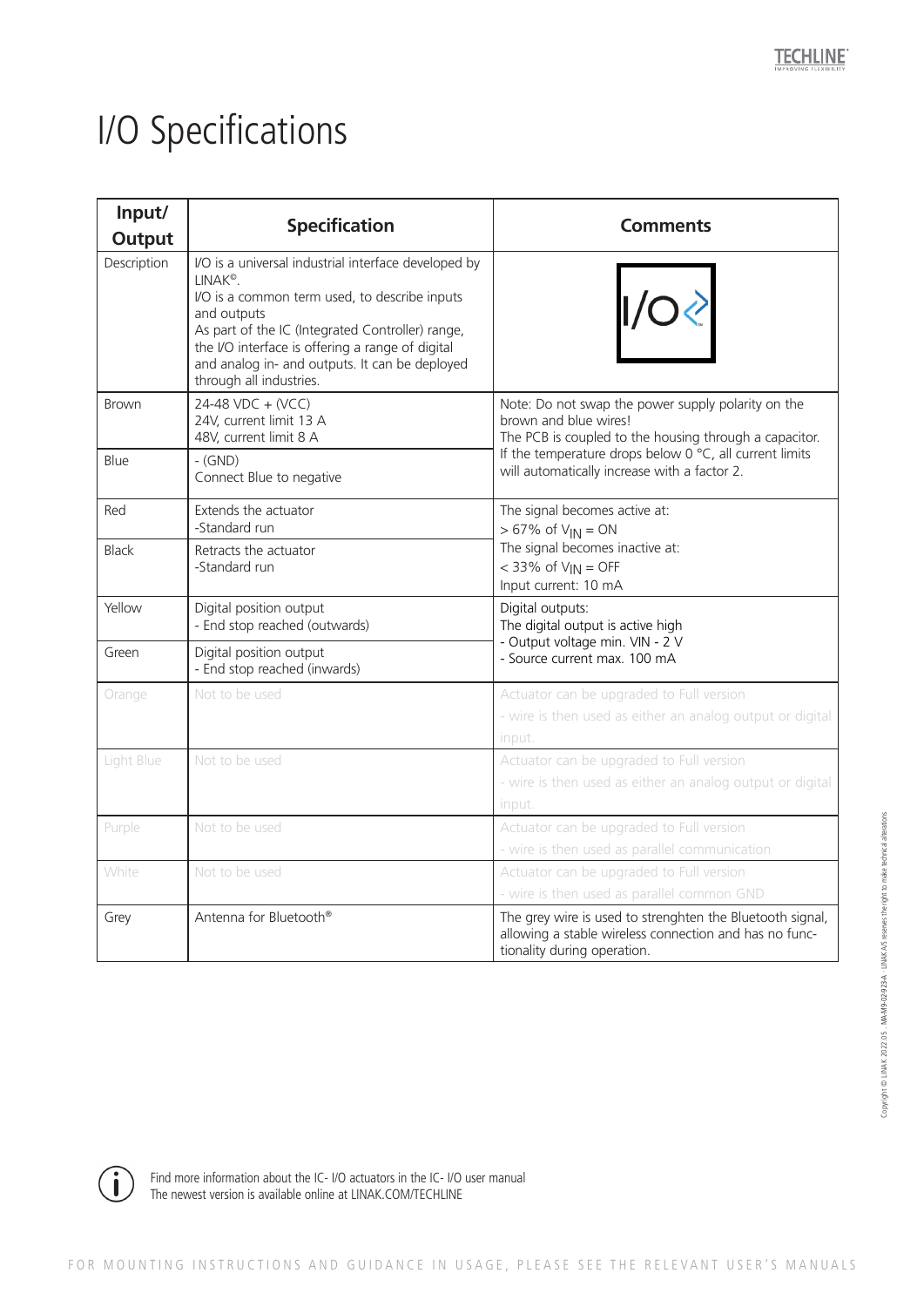# I/O Specifications

| Input/ Output | Specification | Comments |
|---|---|---|
| Description | I/O is a universal industrial interface developed by LINAK®.<br>I/O is a common term used, to describe inputs and outputs<br>As part of the IC (Integrated Controller) range, the I/O interface is offering a range of digital and analog in- and outputs. It can be deployed through all industries. | |
| Brown | 24-48 VDC + (VCC)<br>24V, current limit 13 A<br>48V, current limit 8 A | Note: Do not swap the power supply polarity on the brown and blue wires!<br>The PCB is coupled to the housing through a capacitor.<br>If the temperature drops below 0 °C, all current limits will automatically increase with a factor 2. |
| Blue | - (GND)<br>Connect Blue to negative | |
| Red | Extends the actuator<br>-Standard run | The signal becomes active at:<br>> 67% of $V_{IN}$ = ON<br>The signal becomes inactive at:<br>< 33% of $V_{IN}$ = OFF<br>Input current: 10 mA |
| Black | Retracts the actuator<br>-Standard run | |
| Yellow | Digital position output<br>- End stop reached (outwards) | Digital outputs:<br>The digital output is active high<br>- Output voltage min. VIN - 2 V<br>- Source current max. 100 mA |
| Green | Digital position output<br>- End stop reached (inwards) | |
| Orange | Not to be used | Actuator can be upgraded to Full version<br>- wire is then used as either an analog output or digital input. |
| Light Blue | Not to be used | Actuator can be upgraded to Full version<br>- wire is then used as either an analog output or digital input. |
| Purple | Not to be used | Actuator can be upgraded to Full version<br>- wire is then used as parallel communication |
| White | Not to be used | Actuator can be upgraded to Full version<br>- wire is then used as parallel common GND |
| Grey | Antenna for Bluetooth® | The grey wire is used to strenghten the Bluetooth signal, allowing a stable wireless connection and has no functionality during operation. |

Find more information about the IC- I/O actuators in the IC- I/O user manual
The newest version is available online at LINAK.COM/TECHLINE

FOR MOUNTING INSTRUCTIONS AND GUIDANCE IN USAGE, PLEASE SEE THE RELEVANT USER'S MANUALS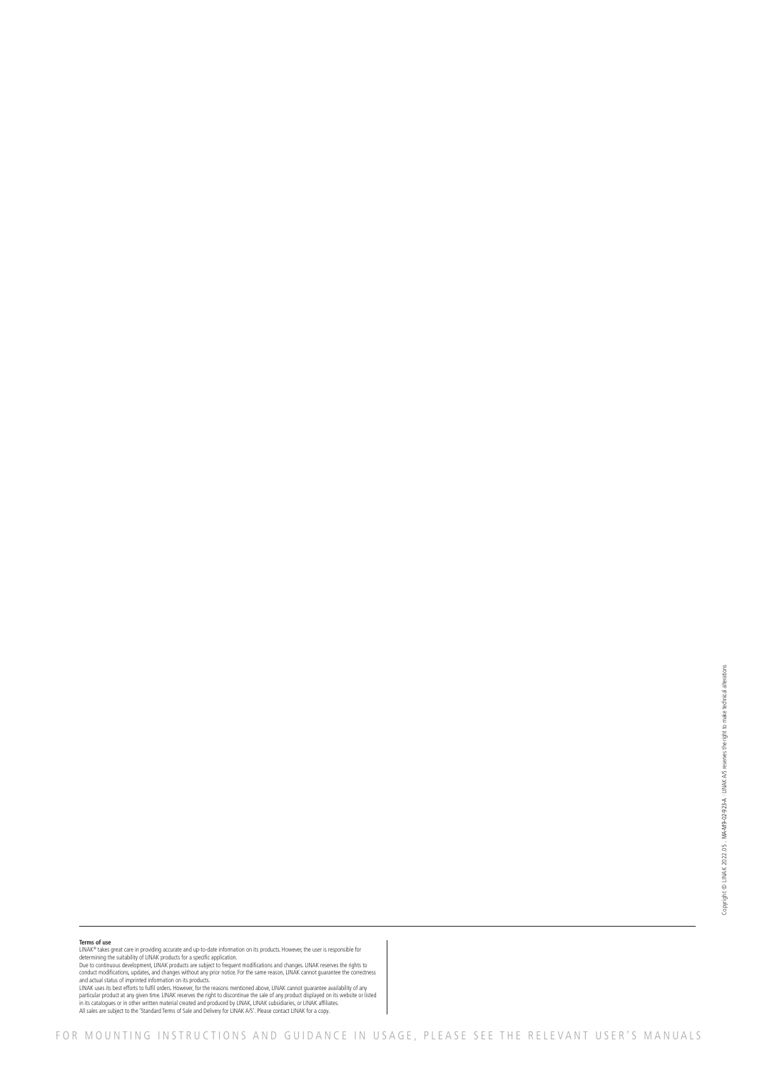**Terms of use**

LINAK® takes great care in providing accurate and up-to-date information on its products. However, the user is responsible for determining the suitability of LINAK products for a specific application.

Due to continuous development, LINAK products are subject to frequent modifications and changes. LINAK reserves the rights to conduct modifications, updates, and changes without any prior notice. For the same reason, LINAK cannot guarantee the correctness and actual status of imprinted information on its products.

LINAK uses its best efforts to fulfil orders. However, for the reasons mentioned above, LINAK cannot guarantee availability of any particular product at any given time. LINAK reserves the right to discontinue the sale of any product displayed on its website or listed in its catalogues or in other written material created and produced by LINAK, LINAK subsidiaries, or LINAK affiliates.

All sales are subject to the 'Standard Terms of Sale and Delivery for LINAK A/S'. Please contact LINAK for a copy.

Copyright © LINAK 2022.05 . MA-M9-02-923-A . LINAK A/S reserves the right to make technical alterations

FOR MOUNTING INSTRUCTIONS AND GUIDANCE IN USAGE, PLEASE SEE THE RELEVANT USER'S MANUALS